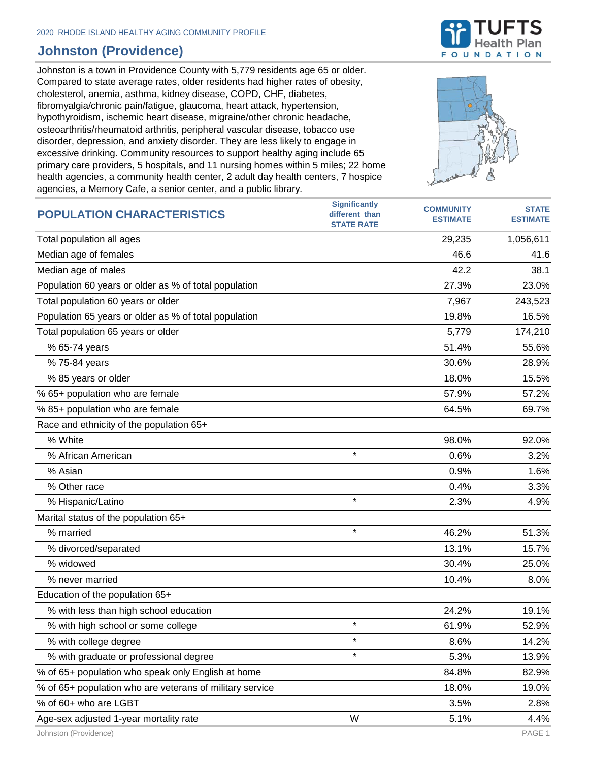2020 RHODE ISLAND HEALTHY AGING COMMUNITY PROFILE

# Johnston (Providence)

Johnston is a town in Providence County with 5,779 residents age 65 or older. Compared to state average rates, older residents had higher rates of obesity, cholesterol, anemia, asthma, kidney disease, COPD, CHF, diabetes, fibromyalgia/chronic pain/fatigue, glaucoma, heart attack, hypertension, hypothyroidism, ischemic heart disease, migraine/other chronic headache, osteoarthritis/rheumatoid arthritis, peripheral vascular disease, tobacco use disorder, depression, and anxiety disorder. They are less likely to engage in excessive drinking. Community resources to support healthy aging include 65 primary care providers, 5 hospitals, and 11 nursing homes within 5 miles; 22 home health agencies, a community health center, 2 adult day health centers, 7 hospice agencies, a Memory Cafe, a senior center, and a public library.

| POPULATION CHARACTERISTICS | Significantly different than STATE RATE | COMMUNITY ESTIMATE | STATE ESTIMATE |
|---|---|---|---|
| Total population all ages | | 29,235 | 1,056,611 |
| Median age of females | | 46.6 | 41.6 |
| Median age of males | | 42.2 | 38.1 |
| Population 60 years or older as % of total population | | 27.3% | 23.0% |
| Total population 60 years or older | | 7,967 | 243,523 |
| Population 65 years or older as % of total population | | 19.8% | 16.5% |
| Total population 65 years or older | | 5,779 | 174,210 |
| % 65-74 years | | 51.4% | 55.6% |
| % 75-84 years | | 30.6% | 28.9% |
| % 85 years or older | | 18.0% | 15.5% |
| % 65+ population who are female | | 57.9% | 57.2% |
| % 85+ population who are female | | 64.5% | 69.7% |
| Race and ethnicity of the population 65+ | | | |
| % White | | 98.0% | 92.0% |
| % African American | * | 0.6% | 3.2% |
| % Asian | | 0.9% | 1.6% |
| % Other race | | 0.4% | 3.3% |
| % Hispanic/Latino | * | 2.3% | 4.9% |
| Marital status of the population 65+ | | | |
| % married | * | 46.2% | 51.3% |
| % divorced/separated | | 13.1% | 15.7% |
| % widowed | | 30.4% | 25.0% |
| % never married | | 10.4% | 8.0% |
| Education of the population 65+ | | | |
| % with less than high school education | | 24.2% | 19.1% |
| % with high school or some college | * | 61.9% | 52.9% |
| % with college degree | * | 8.6% | 14.2% |
| % with graduate or professional degree | * | 5.3% | 13.9% |
| % of 65+ population who speak only English at home | | 84.8% | 82.9% |
| % of 65+ population who are veterans of military service | | 18.0% | 19.0% |
| % of 60+ who are LGBT | | 3.5% | 2.8% |
| Age-sex adjusted 1-year mortality rate | W | 5.1% | 4.4% |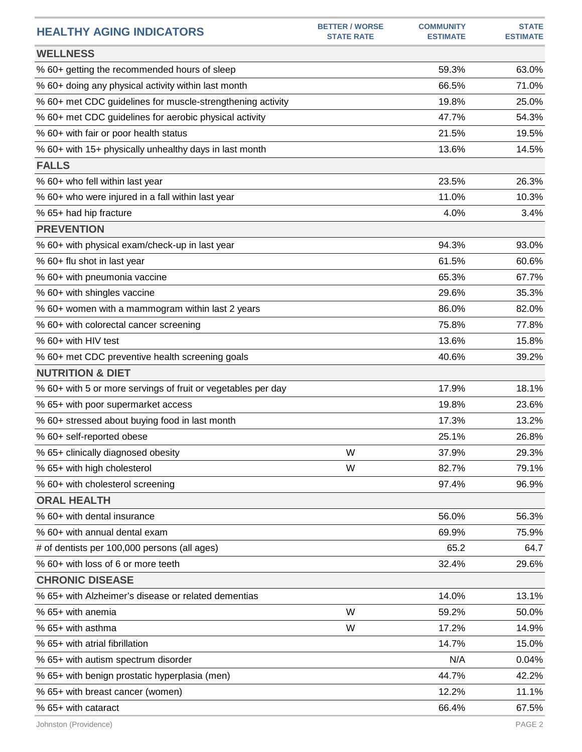| HEALTHY AGING INDICATORS | BETTER / WORSE STATE RATE | COMMUNITY ESTIMATE | STATE ESTIMATE |
|---|---|---|---|
| **WELLNESS** | | | |
| % 60+ getting the recommended hours of sleep | | 59.3% | 63.0% |
| % 60+ doing any physical activity within last month | | 66.5% | 71.0% |
| % 60+ met CDC guidelines for muscle-strengthening activity | | 19.8% | 25.0% |
| % 60+ met CDC guidelines for aerobic physical activity | | 47.7% | 54.3% |
| % 60+ with fair or poor health status | | 21.5% | 19.5% |
| % 60+ with 15+ physically unhealthy days in last month | | 13.6% | 14.5% |
| **FALLS** | | | |
| % 60+ who fell within last year | | 23.5% | 26.3% |
| % 60+ who were injured in a fall within last year | | 11.0% | 10.3% |
| % 65+ had hip fracture | | 4.0% | 3.4% |
| **PREVENTION** | | | |
| % 60+ with physical exam/check-up in last year | | 94.3% | 93.0% |
| % 60+ flu shot in last year | | 61.5% | 60.6% |
| % 60+ with pneumonia vaccine | | 65.3% | 67.7% |
| % 60+ with shingles vaccine | | 29.6% | 35.3% |
| % 60+ women with a mammogram within last 2 years | | 86.0% | 82.0% |
| % 60+ with colorectal cancer screening | | 75.8% | 77.8% |
| % 60+ with HIV test | | 13.6% | 15.8% |
| % 60+ met CDC preventive health screening goals | | 40.6% | 39.2% |
| **NUTRITION & DIET** | | | |
| % 60+ with 5 or more servings of fruit or vegetables per day | | 17.9% | 18.1% |
| % 65+ with poor supermarket access | | 19.8% | 23.6% |
| % 60+ stressed about buying food in last month | | 17.3% | 13.2% |
| % 60+ self-reported obese | | 25.1% | 26.8% |
| % 65+ clinically diagnosed obesity | W | 37.9% | 29.3% |
| % 65+ with high cholesterol | W | 82.7% | 79.1% |
| % 60+ with cholesterol screening | | 97.4% | 96.9% |
| **ORAL HEALTH** | | | |
| % 60+ with dental insurance | | 56.0% | 56.3% |
| % 60+ with annual dental exam | | 69.9% | 75.9% |
| # of dentists per 100,000 persons (all ages) | | 65.2 | 64.7 |
| % 60+ with loss of 6 or more teeth | | 32.4% | 29.6% |
| **CHRONIC DISEASE** | | | |
| % 65+ with Alzheimer's disease or related dementias | | 14.0% | 13.1% |
| % 65+ with anemia | W | 59.2% | 50.0% |
| % 65+ with asthma | W | 17.2% | 14.9% |
| % 65+ with atrial fibrillation | | 14.7% | 15.0% |
| % 65+ with autism spectrum disorder | | N/A | 0.04% |
| % 65+ with benign prostatic hyperplasia (men) | | 44.7% | 42.2% |
| % 65+ with breast cancer (women) | | 12.2% | 11.1% |
| % 65+ with cataract | | 66.4% | 67.5% |

Johnston (Providence)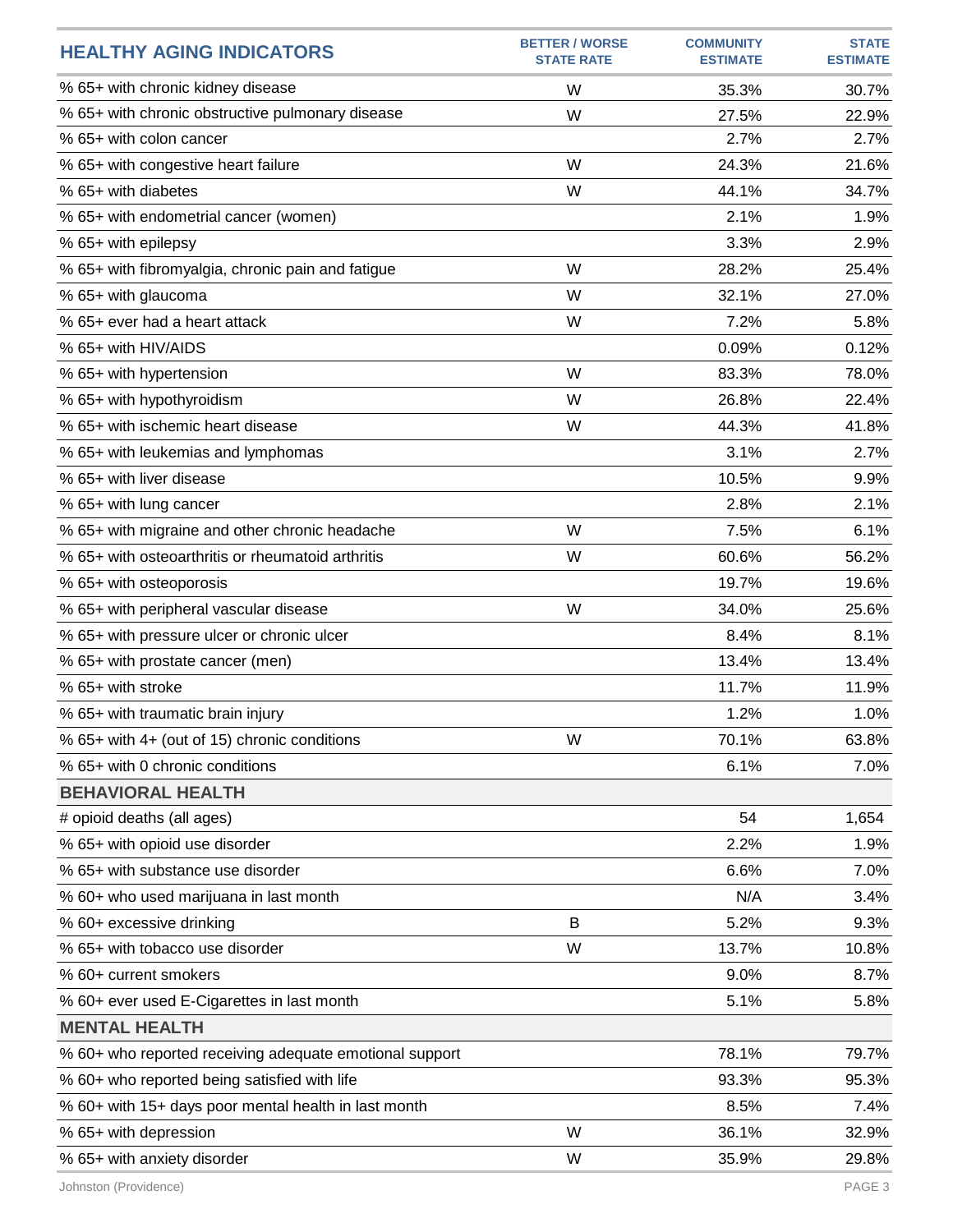| HEALTHY AGING INDICATORS | BETTER / WORSE STATE RATE | COMMUNITY ESTIMATE | STATE ESTIMATE |
|---|---|---|---|
| % 65+ with chronic kidney disease | W | 35.3% | 30.7% |
| % 65+ with chronic obstructive pulmonary disease | W | 27.5% | 22.9% |
| % 65+ with colon cancer | | 2.7% | 2.7% |
| % 65+ with congestive heart failure | W | 24.3% | 21.6% |
| % 65+ with diabetes | W | 44.1% | 34.7% |
| % 65+ with endometrial cancer (women) | | 2.1% | 1.9% |
| % 65+ with epilepsy | | 3.3% | 2.9% |
| % 65+ with fibromyalgia, chronic pain and fatigue | W | 28.2% | 25.4% |
| % 65+ with glaucoma | W | 32.1% | 27.0% |
| % 65+ ever had a heart attack | W | 7.2% | 5.8% |
| % 65+ with HIV/AIDS | | 0.09% | 0.12% |
| % 65+ with hypertension | W | 83.3% | 78.0% |
| % 65+ with hypothyroidism | W | 26.8% | 22.4% |
| % 65+ with ischemic heart disease | W | 44.3% | 41.8% |
| % 65+ with leukemias and lymphomas | | 3.1% | 2.7% |
| % 65+ with liver disease | | 10.5% | 9.9% |
| % 65+ with lung cancer | | 2.8% | 2.1% |
| % 65+ with migraine and other chronic headache | W | 7.5% | 6.1% |
| % 65+ with osteoarthritis or rheumatoid arthritis | W | 60.6% | 56.2% |
| % 65+ with osteoporosis | | 19.7% | 19.6% |
| % 65+ with peripheral vascular disease | W | 34.0% | 25.6% |
| % 65+ with pressure ulcer or chronic ulcer | | 8.4% | 8.1% |
| % 65+ with prostate cancer (men) | | 13.4% | 13.4% |
| % 65+ with stroke | | 11.7% | 11.9% |
| % 65+ with traumatic brain injury | | 1.2% | 1.0% |
| % 65+ with 4+ (out of 15) chronic conditions | W | 70.1% | 63.8% |
| % 65+ with 0 chronic conditions | | 6.1% | 7.0% |
| **BEHAVIORAL HEALTH** | | | |
| # opioid deaths (all ages) | | 54 | 1,654 |
| % 65+ with opioid use disorder | | 2.2% | 1.9% |
| % 65+ with substance use disorder | | 6.6% | 7.0% |
| % 60+ who used marijuana in last month | | N/A | 3.4% |
| % 60+ excessive drinking | B | 5.2% | 9.3% |
| % 65+ with tobacco use disorder | W | 13.7% | 10.8% |
| % 60+ current smokers | | 9.0% | 8.7% |
| % 60+ ever used E-Cigarettes in last month | | 5.1% | 5.8% |
| **MENTAL HEALTH** | | | |
| % 60+ who reported receiving adequate emotional support | | 78.1% | 79.7% |
| % 60+ who reported being satisfied with life | | 93.3% | 95.3% |
| % 60+ with 15+ days poor mental health in last month | | 8.5% | 7.4% |
| % 65+ with depression | W | 36.1% | 32.9% |
| % 65+ with anxiety disorder | W | 35.9% | 29.8% |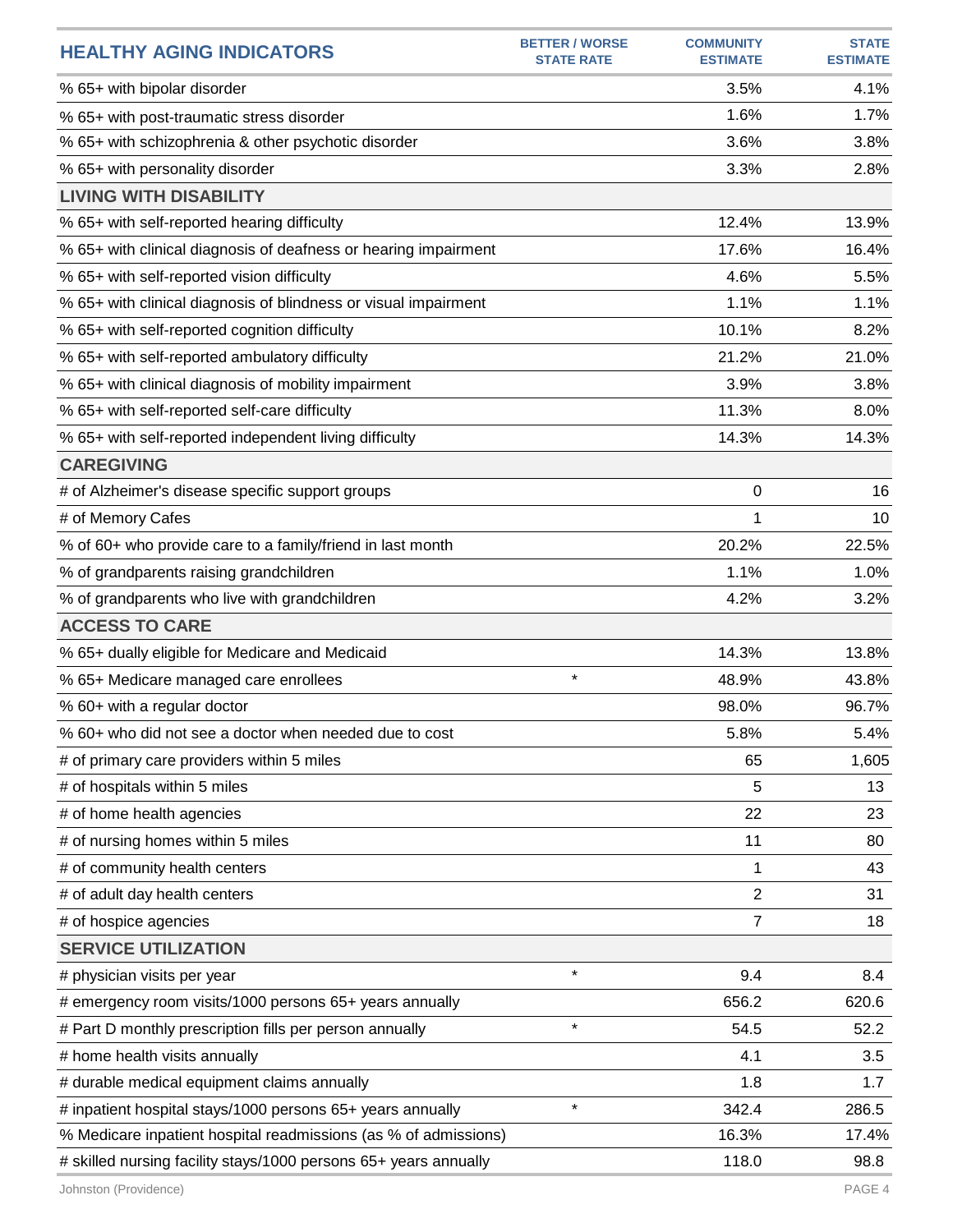| HEALTHY AGING INDICATORS | BETTER / WORSE STATE RATE | COMMUNITY ESTIMATE | STATE ESTIMATE |
|---|---|---|---|
| % 65+ with bipolar disorder | | 3.5% | 4.1% |
| % 65+ with post-traumatic stress disorder | | 1.6% | 1.7% |
| % 65+ with schizophrenia & other psychotic disorder | | 3.6% | 3.8% |
| % 65+ with personality disorder | | 3.3% | 2.8% |
| **LIVING WITH DISABILITY** | | | |
| % 65+ with self-reported hearing difficulty | | 12.4% | 13.9% |
| % 65+ with clinical diagnosis of deafness or hearing impairment | | 17.6% | 16.4% |
| % 65+ with self-reported vision difficulty | | 4.6% | 5.5% |
| % 65+ with clinical diagnosis of blindness or visual impairment | | 1.1% | 1.1% |
| % 65+ with self-reported cognition difficulty | | 10.1% | 8.2% |
| % 65+ with self-reported ambulatory difficulty | | 21.2% | 21.0% |
| % 65+ with clinical diagnosis of mobility impairment | | 3.9% | 3.8% |
| % 65+ with self-reported self-care difficulty | | 11.3% | 8.0% |
| % 65+ with self-reported independent living difficulty | | 14.3% | 14.3% |
| **CAREGIVING** | | | |
| # of Alzheimer's disease specific support groups | | 0 | 16 |
| # of Memory Cafes | | 1 | 10 |
| % of 60+ who provide care to a family/friend in last month | | 20.2% | 22.5% |
| % of grandparents raising grandchildren | | 1.1% | 1.0% |
| % of grandparents who live with grandchildren | | 4.2% | 3.2% |
| **ACCESS TO CARE** | | | |
| % 65+ dually eligible for Medicare and Medicaid | | 14.3% | 13.8% |
| % 65+ Medicare managed care enrollees | * | 48.9% | 43.8% |
| % 60+ with a regular doctor | | 98.0% | 96.7% |
| % 60+ who did not see a doctor when needed due to cost | | 5.8% | 5.4% |
| # of primary care providers within 5 miles | | 65 | 1,605 |
| # of hospitals within 5 miles | | 5 | 13 |
| # of home health agencies | | 22 | 23 |
| # of nursing homes within 5 miles | | 11 | 80 |
| # of community health centers | | 1 | 43 |
| # of adult day health centers | | 2 | 31 |
| # of hospice agencies | | 7 | 18 |
| **SERVICE UTILIZATION** | | | |
| # physician visits per year | * | 9.4 | 8.4 |
| # emergency room visits/1000 persons 65+ years annually | | 656.2 | 620.6 |
| # Part D monthly prescription fills per person annually | * | 54.5 | 52.2 |
| # home health visits annually | | 4.1 | 3.5 |
| # durable medical equipment claims annually | | 1.8 | 1.7 |
| # inpatient hospital stays/1000 persons 65+ years annually | * | 342.4 | 286.5 |
| % Medicare inpatient hospital readmissions (as % of admissions) | | 16.3% | 17.4% |
| # skilled nursing facility stays/1000 persons 65+ years annually | | 118.0 | 98.8 |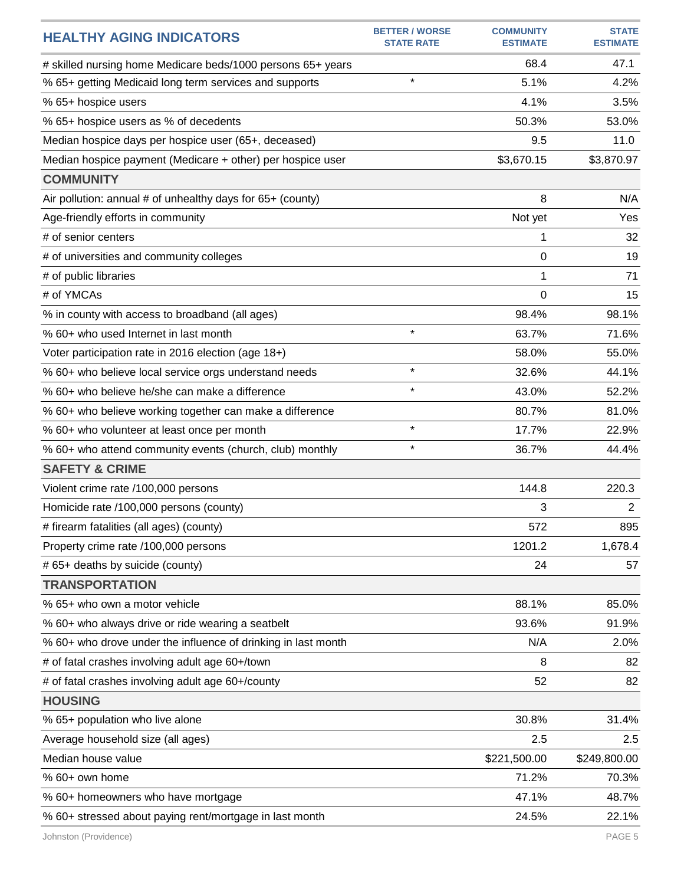| HEALTHY AGING INDICATORS | BETTER / WORSE STATE RATE | COMMUNITY ESTIMATE | STATE ESTIMATE |
|---|---|---|---|
| # skilled nursing home Medicare beds/1000 persons 65+ years | | 68.4 | 47.1 |
| % 65+ getting Medicaid long term services and supports | * | 5.1% | 4.2% |
| % 65+ hospice users | | 4.1% | 3.5% |
| % 65+ hospice users as % of decedents | | 50.3% | 53.0% |
| Median hospice days per hospice user (65+, deceased) | | 9.5 | 11.0 |
| Median hospice payment (Medicare + other) per hospice user | | $3,670.15 | $3,870.97 |
| **COMMUNITY** | | | |
| Air pollution: annual # of unhealthy days for 65+ (county) | | 8 | N/A |
| Age-friendly efforts in community | | Not yet | Yes |
| # of senior centers | | 1 | 32 |
| # of universities and community colleges | | 0 | 19 |
| # of public libraries | | 1 | 71 |
| # of YMCAs | | 0 | 15 |
| % in county with access to broadband (all ages) | | 98.4% | 98.1% |
| % 60+ who used Internet in last month | * | 63.7% | 71.6% |
| Voter participation rate in 2016 election (age 18+) | | 58.0% | 55.0% |
| % 60+ who believe local service orgs understand needs | * | 32.6% | 44.1% |
| % 60+ who believe he/she can make a difference | * | 43.0% | 52.2% |
| % 60+ who believe working together can make a difference | | 80.7% | 81.0% |
| % 60+ who volunteer at least once per month | * | 17.7% | 22.9% |
| % 60+ who attend community events (church, club) monthly | * | 36.7% | 44.4% |
| **SAFETY & CRIME** | | | |
| Violent crime rate /100,000 persons | | 144.8 | 220.3 |
| Homicide rate /100,000 persons (county) | | 3 | 2 |
| # firearm fatalities (all ages) (county) | | 572 | 895 |
| Property crime rate /100,000 persons | | 1201.2 | 1,678.4 |
| # 65+ deaths by suicide (county) | | 24 | 57 |
| **TRANSPORTATION** | | | |
| % 65+ who own a motor vehicle | | 88.1% | 85.0% |
| % 60+ who always drive or ride wearing a seatbelt | | 93.6% | 91.9% |
| % 60+ who drove under the influence of drinking in last month | | N/A | 2.0% |
| # of fatal crashes involving adult age 60+/town | | 8 | 82 |
| # of fatal crashes involving adult age 60+/county | | 52 | 82 |
| **HOUSING** | | | |
| % 65+ population who live alone | | 30.8% | 31.4% |
| Average household size (all ages) | | 2.5 | 2.5 |
| Median house value | | $221,500.00 | $249,800.00 |
| % 60+ own home | | 71.2% | 70.3% |
| % 60+ homeowners who have mortgage | | 47.1% | 48.7% |
| % 60+ stressed about paying rent/mortgage in last month | | 24.5% | 22.1% |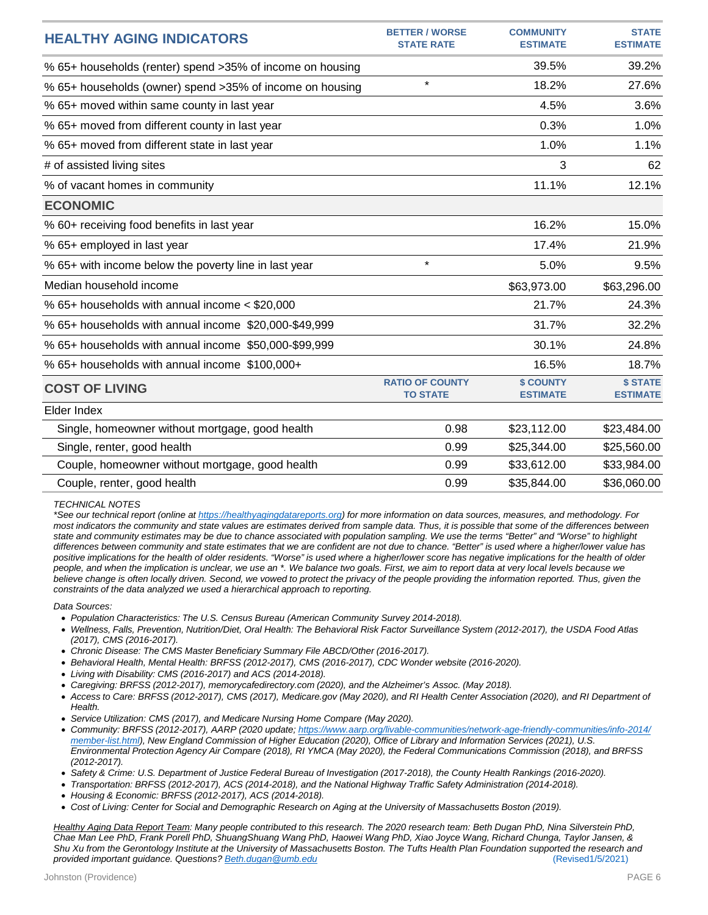| HEALTHY AGING INDICATORS | BETTER / WORSE STATE RATE | COMMUNITY ESTIMATE | STATE ESTIMATE |
|---|---|---|---|
| % 65+ households (renter) spend >35% of income on housing | | 39.5% | 39.2% |
| % 65+ households (owner) spend >35% of income on housing | * | 18.2% | 27.6% |
| % 65+ moved within same county in last year | | 4.5% | 3.6% |
| % 65+ moved from different county in last year | | 0.3% | 1.0% |
| % 65+ moved from different state in last year | | 1.0% | 1.1% |
| # of assisted living sites | | 3 | 62 |
| % of vacant homes in community | | 11.1% | 12.1% |
| **ECONOMIC** | | | |
| % 60+ receiving food benefits in last year | | 16.2% | 15.0% |
| % 65+ employed in last year | | 17.4% | 21.9% |
| % 65+ with income below the poverty line in last year | * | 5.0% | 9.5% |
| Median household income | | $63,973.00 | $63,296.00 |
| % 65+ households with annual income < $20,000 | | 21.7% | 24.3% |
| % 65+ households with annual income $20,000-$49,999 | | 31.7% | 32.2% |
| % 65+ households with annual income $50,000-$99,999 | | 30.1% | 24.8% |
| % 65+ households with annual income $100,000+ | | 16.5% | 18.7% |
| **COST OF LIVING** | **RATIO OF COUNTY TO STATE** | **$ COUNTY ESTIMATE** | **$ STATE ESTIMATE** |
| Elder Index | | | |
| Single, homeowner without mortgage, good health | 0.98 | $23,112.00 | $23,484.00 |
| Single, renter, good health | 0.99 | $25,344.00 | $25,560.00 |
| Couple, homeowner without mortgage, good health | 0.99 | $33,612.00 | $33,984.00 |
| Couple, renter, good health | 0.99 | $35,844.00 | $36,060.00 |

*TECHNICAL NOTES*

*\*See our technical report (online at https://healthyagingdatareports.org) for more information on data sources, measures, and methodology. For most indicators the community and state values are estimates derived from sample data. Thus, it is possible that some of the differences between state and community estimates may be due to chance associated with population sampling. We use the terms "Better" and "Worse" to highlight differences between community and state estimates that we are confident are not due to chance. "Better" is used where a higher/lower value has positive implications for the health of older residents. "Worse" is used where a higher/lower score has negative implications for the health of older people, and when the implication is unclear, we use an \*. We balance two goals. First, we aim to report data at very local levels because we believe change is often locally driven. Second, we vowed to protect the privacy of the people providing the information reported. Thus, given the constraints of the data analyzed we used a hierarchical approach to reporting.*

*Data Sources:*

- *Population Characteristics: The U.S. Census Bureau (American Community Survey 2014-2018).*
- *Wellness, Falls, Prevention, Nutrition/Diet, Oral Health: The Behavioral Risk Factor Surveillance System (2012-2017), the USDA Food Atlas (2017), CMS (2016-2017).*
- *Chronic Disease: The CMS Master Beneficiary Summary File ABCD/Other (2016-2017).*
- *Behavioral Health, Mental Health: BRFSS (2012-2017), CMS (2016-2017), CDC Wonder website (2016-2020).*
- *Living with Disability: CMS (2016-2017) and ACS (2014-2018).*
- *Caregiving: BRFSS (2012-2017), memorycafedirectory.com (2020), and the Alzheimer's Assoc. (May 2018).*
- *Access to Care: BRFSS (2012-2017), CMS (2017), Medicare.gov (May 2020), and RI Health Center Association (2020), and RI Department of Health.*
- *Service Utilization: CMS (2017), and Medicare Nursing Home Compare (May 2020).*
- *Community: BRFSS (2012-2017), AARP (2020 update; https://www.aarp.org/livable-communities/network-age-friendly-communities/info-2014/member-list.html), New England Commission of Higher Education (2020), Office of Library and Information Services (2021), U.S. Environmental Protection Agency Air Compare (2018), RI YMCA (May 2020), the Federal Communications Commission (2018), and BRFSS (2012-2017).*
- *Safety & Crime: U.S. Department of Justice Federal Bureau of Investigation (2017-2018), the County Health Rankings (2016-2020).*
- *Transportation: BRFSS (2012-2017), ACS (2014-2018), and the National Highway Traffic Safety Administration (2014-2018).*
- *Housing & Economic: BRFSS (2012-2017), ACS (2014-2018).*
- *Cost of Living: Center for Social and Demographic Research on Aging at the University of Massachusetts Boston (2019).*

*Healthy Aging Data Report Team: Many people contributed to this research. The 2020 research team: Beth Dugan PhD, Nina Silverstein PhD, Chae Man Lee PhD, Frank Porell PhD, ShuangShuang Wang PhD, Haowei Wang PhD, Xiao Joyce Wang, Richard Chunga, Taylor Jansen, & Shu Xu from the Gerontology Institute at the University of Massachusetts Boston. The Tufts Health Plan Foundation supported the research and provided important guidance. Questions? Beth.dugan@umb.edu* (Revised1/5/2021)